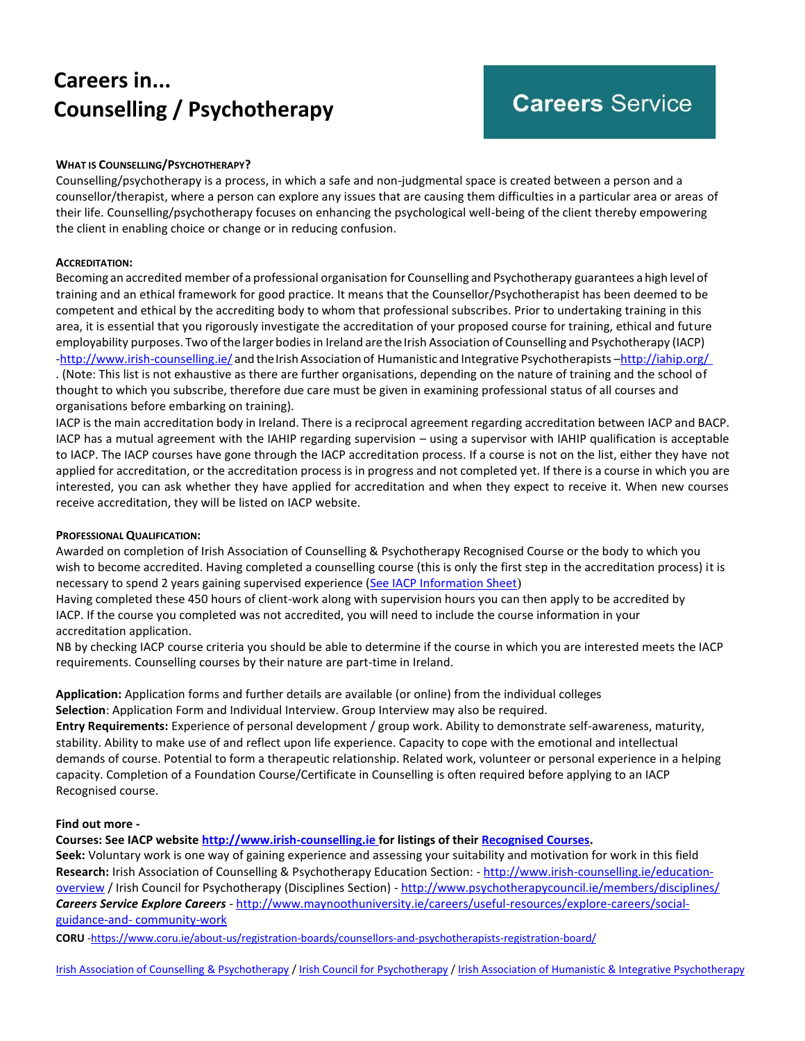# Careers in...
# Counselling / Psychotherapy

**Careers Service**

### WHAT IS COUNSELLING/PSYCHOTHERAPY?

Counselling/psychotherapy is a process, in which a safe and non-judgmental space is created between a person and a counsellor/therapist, where a person can explore any issues that are causing them difficulties in a particular area or areas of their life. Counselling/psychotherapy focuses on enhancing the psychological well-being of the client thereby empowering the client in enabling choice or change or in reducing confusion.

### ACCREDITATION:

Becoming an accredited member of a professional organisation for Counselling and Psychotherapy guarantees a high level of training and an ethical framework for good practice. It means that the Counsellor/Psychotherapist has been deemed to be competent and ethical by the accrediting body to whom that professional subscribes. Prior to undertaking training in this area, it is essential that you rigorously investigate the accreditation of your proposed course for training, ethical and future employability purposes. Two of the larger bodies in Ireland are the Irish Association of Counselling and Psychotherapy (IACP) -http://www.irish-counselling.ie/ and the Irish Association of Humanistic and Integrative Psychotherapists –http://iahip.org/ . (Note: This list is not exhaustive as there are further organisations, depending on the nature of training and the school of thought to which you subscribe, therefore due care must be given in examining professional status of all courses and organisations before embarking on training).

IACP is the main accreditation body in Ireland. There is a reciprocal agreement regarding accreditation between IACP and BACP. IACP has a mutual agreement with the IAHIP regarding supervision – using a supervisor with IAHIP qualification is acceptable to IACP. The IACP courses have gone through the IACP accreditation process. If a course is not on the list, either they have not applied for accreditation, or the accreditation process is in progress and not completed yet. If there is a course in which you are interested, you can ask whether they have applied for accreditation and when they expect to receive it. When new courses receive accreditation, they will be listed on IACP website.

### PROFESSIONAL QUALIFICATION:

Awarded on completion of Irish Association of Counselling & Psychotherapy Recognised Course or the body to which you wish to become accredited. Having completed a counselling course (this is only the first step in the accreditation process) it is necessary to spend 2 years gaining supervised experience (See IACP Information Sheet)

Having completed these 450 hours of client-work along with supervision hours you can then apply to be accredited by IACP. If the course you completed was not accredited, you will need to include the course information in your accreditation application.

NB by checking IACP course criteria you should be able to determine if the course in which you are interested meets the IACP requirements. Counselling courses by their nature are part-time in Ireland.

**Application:** Application forms and further details are available (or online) from the individual colleges

**Selection**: Application Form and Individual Interview. Group Interview may also be required.

**Entry Requirements:** Experience of personal development / group work. Ability to demonstrate self-awareness, maturity, stability. Ability to make use of and reflect upon life experience. Capacity to cope with the emotional and intellectual demands of course. Potential to form a therapeutic relationship. Related work, volunteer or personal experience in a helping capacity. Completion of a Foundation Course/Certificate in Counselling is often required before applying to an IACP Recognised course.

**Find out more -**

**Courses: See IACP website http://www.irish-counselling.ie for listings of their Recognised Courses.**

**Seek:** Voluntary work is one way of gaining experience and assessing your suitability and motivation for work in this field

**Research:** Irish Association of Counselling & Psychotherapy Education Section: - http://www.irish-counselling.ie/education-overview / Irish Council for Psychotherapy (Disciplines Section) - http://www.psychotherapycouncil.ie/members/disciplines/

***Careers Service Explore Careers*** - http://www.maynoothuniversity.ie/careers/useful-resources/explore-careers/social-guidance-and- community-work

**CORU** -https://www.coru.ie/about-us/registration-boards/counsellors-and-psychotherapists-registration-board/

Irish Association of Counselling & Psychotherapy / Irish Council for Psychotherapy / Irish Association of Humanistic & Integrative Psychotherapy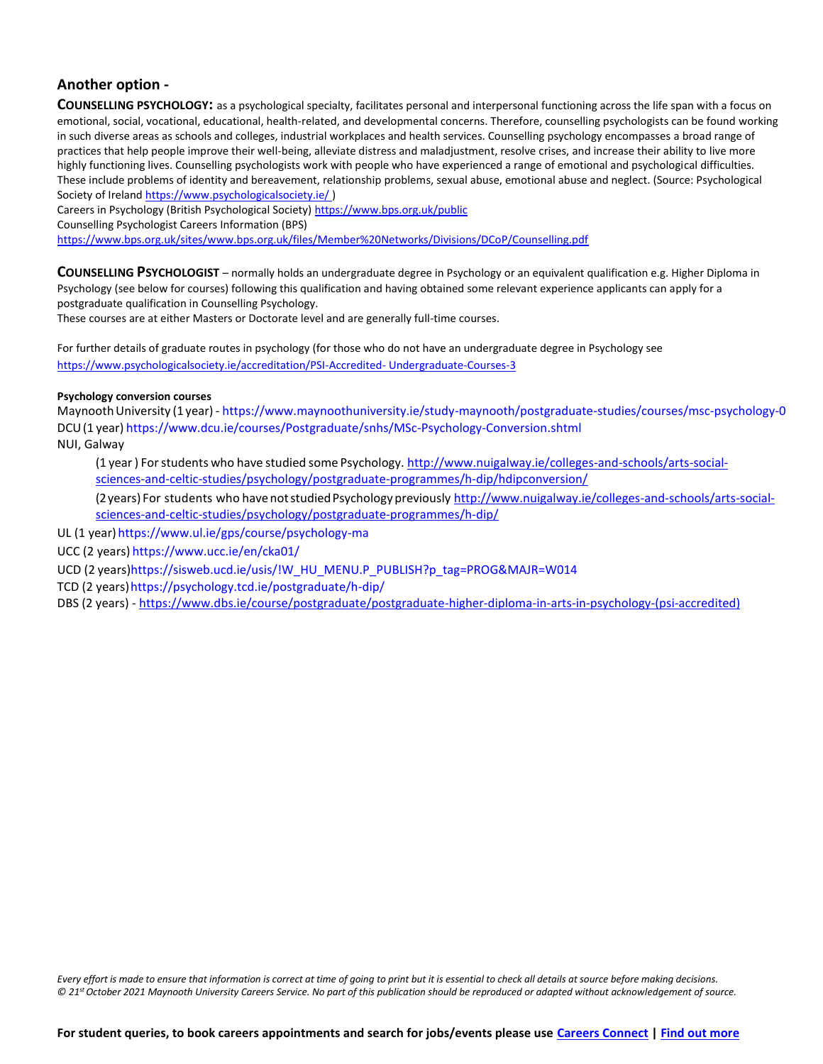## Another option -

**COUNSELLING PSYCHOLOGY:** as a psychological specialty, facilitates personal and interpersonal functioning across the life span with a focus on emotional, social, vocational, educational, health-related, and developmental concerns. Therefore, counselling psychologists can be found working in such diverse areas as schools and colleges, industrial workplaces and health services. Counselling psychology encompasses a broad range of practices that help people improve their well-being, alleviate distress and maladjustment, resolve crises, and increase their ability to live more highly functioning lives. Counselling psychologists work with people who have experienced a range of emotional and psychological difficulties. These include problems of identity and bereavement, relationship problems, sexual abuse, emotional abuse and neglect. (Source: Psychological Society of Ireland https://www.psychologicalsociety.ie/ )

Careers in Psychology (British Psychological Society) https://www.bps.org.uk/public

Counselling Psychologist Careers Information (BPS)

https://www.bps.org.uk/sites/www.bps.org.uk/files/Member%20Networks/Divisions/DCoP/Counselling.pdf

**COUNSELLING PSYCHOLOGIST** – normally holds an undergraduate degree in Psychology or an equivalent qualification e.g. Higher Diploma in Psychology (see below for courses) following this qualification and having obtained some relevant experience applicants can apply for a postgraduate qualification in Counselling Psychology.

These courses are at either Masters or Doctorate level and are generally full-time courses.

For further details of graduate routes in psychology (for those who do not have an undergraduate degree in Psychology see https://www.psychologicalsociety.ie/accreditation/PSI-Accredited- Undergraduate-Courses-3

**Psychology conversion courses**

Maynooth University (1 year) - https://www.maynoothuniversity.ie/study-maynooth/postgraduate-studies/courses/msc-psychology-0

DCU (1 year) https://www.dcu.ie/courses/Postgraduate/snhs/MSc-Psychology-Conversion.shtml

NUI, Galway

(1 year ) For students who have studied some Psychology. http://www.nuigalway.ie/colleges-and-schools/arts-social-sciences-and-celtic-studies/psychology/postgraduate-programmes/h-dip/hdipconversion/

(2 years) For students who have not studied Psychology previously http://www.nuigalway.ie/colleges-and-schools/arts-social-sciences-and-celtic-studies/psychology/postgraduate-programmes/h-dip/

UL (1 year) https://www.ul.ie/gps/course/psychology-ma

UCC (2 years) https://www.ucc.ie/en/cka01/

UCD (2 years)https://sisweb.ucd.ie/usis/!W_HU_MENU.P_PUBLISH?p_tag=PROG&MAJR=W014

TCD (2 years) https://psychology.tcd.ie/postgraduate/h-dip/

DBS (2 years) - https://www.dbs.ie/course/postgraduate/postgraduate-higher-diploma-in-arts-in-psychology-(psi-accredited)

*Every effort is made to ensure that information is correct at time of going to print but it is essential to check all details at source before making decisions. © 21st October 2021 Maynooth University Careers Service. No part of this publication should be reproduced or adapted without acknowledgement of source.*

**For student queries, to book careers appointments and search for jobs/events please use Careers Connect | Find out more**